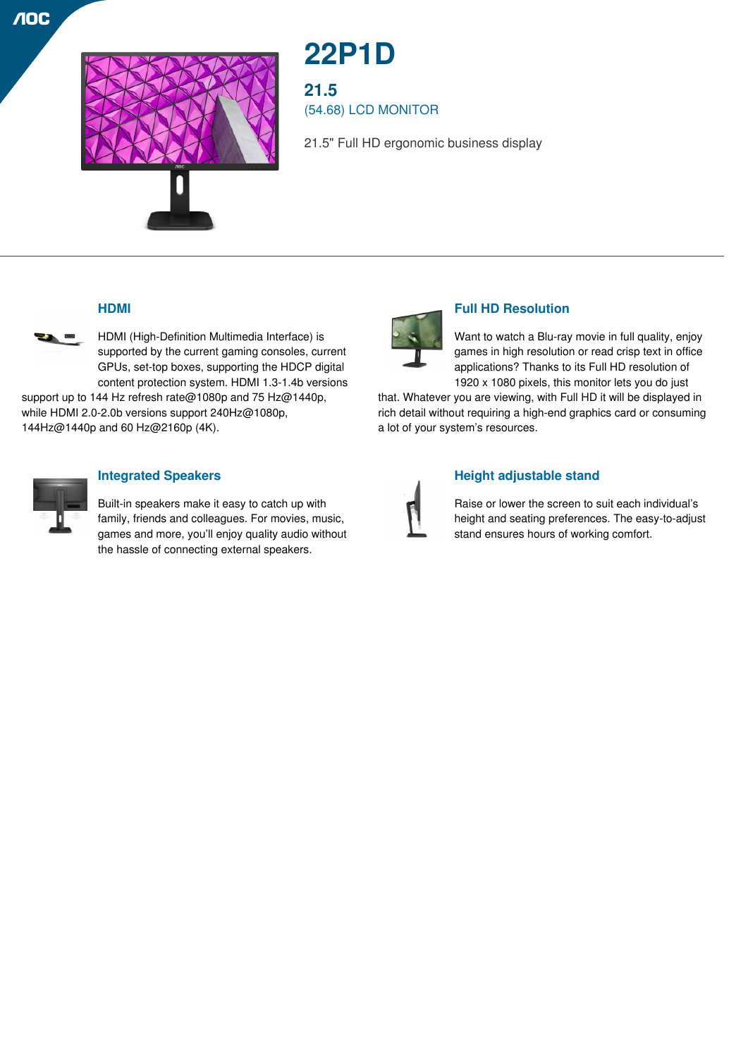# 22P1D

## 21.5

(54.68) LCD MONITOR

21.5" Full HD ergonomic business display

### HDMI

HDMI (High-Definition Multimedia Interface) is supported by the current gaming consoles, current GPUs, set-top boxes, supporting the HDCP digital content protection system. HDMI 1.3-1.4b versions support up to 144 Hz refresh rate@1080p and 75 Hz@1440p, while HDMI 2.0-2.0b versions support 240Hz@1080p, 144Hz@1440p and 60 Hz@2160p (4K).

### Full HD Resolution

Want to watch a Blu-ray movie in full quality, enjoy games in high resolution or read crisp text in office applications? Thanks to its Full HD resolution of 1920 x 1080 pixels, this monitor lets you do just that. Whatever you are viewing, with Full HD it will be displayed in rich detail without requiring a high-end graphics card or consuming a lot of your system's resources.

### Integrated Speakers

Built-in speakers make it easy to catch up with family, friends and colleagues. For movies, music, games and more, you'll enjoy quality audio without the hassle of connecting external speakers.

### Height adjustable stand

Raise or lower the screen to suit each individual's height and seating preferences. The easy-to-adjust stand ensures hours of working comfort.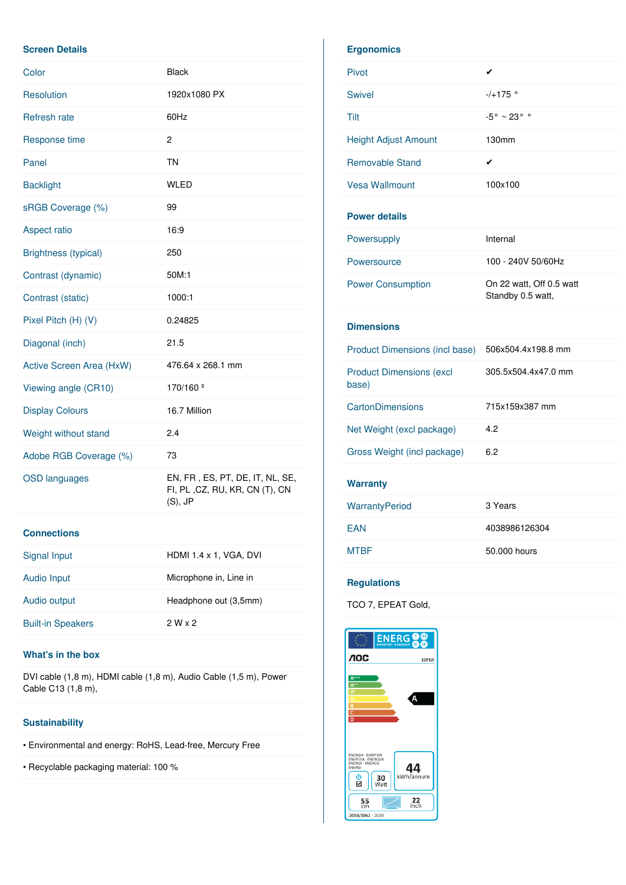## Screen Details

| | |
|---|---|
| Color | Black |
| Resolution | 1920x1080 PX |
| Refresh rate | 60Hz |
| Response time | 2 |
| Panel | TN |
| Backlight | WLED |
| sRGB Coverage (%) | 99 |
| Aspect ratio | 16:9 |
| Brightness (typical) | 250 |
| Contrast (dynamic) | 50M:1 |
| Contrast (static) | 1000:1 |
| Pixel Pitch (H) (V) | 0.24825 |
| Diagonal (inch) | 21.5 |
| Active Screen Area (HxW) | 476.64 x 268.1 mm |
| Viewing angle (CR10) | 170/160 º |
| Display Colours | 16.7 Million |
| Weight without stand | 2.4 |
| Adobe RGB Coverage (%) | 73 |
| OSD languages | EN, FR , ES, PT, DE, IT, NL, SE, FI, PL ,CZ, RU, KR, CN (T), CN (S), JP |

## Connections

| | |
|---|---|
| Signal Input | HDMI 1.4 x 1, VGA, DVI |
| Audio Input | Microphone in, Line in |
| Audio output | Headphone out (3,5mm) |
| Built-in Speakers | 2 W x 2 |

## What's in the box

DVI cable (1,8 m), HDMI cable (1,8 m), Audio Cable (1,5 m), Power Cable C13 (1,8 m),

## Sustainability

• Environmental and energy: RoHS, Lead-free, Mercury Free

• Recyclable packaging material: 100 %

## Ergonomics

| | |
|---|---|
| Pivot | ✔ |
| Swivel | -/+175 ° |
| Tilt | -5° ~ 23° ° |
| Height Adjust Amount | 130mm |
| Removable Stand | ✔ |
| Vesa Wallmount | 100x100 |

## Power details

| | |
|---|---|
| Powersupply | Internal |
| Powersource | 100 - 240V 50/60Hz |
| Power Consumption | On 22 watt, Off 0.5 watt Standby 0.5 watt, |

## Dimensions

| | |
|---|---|
| Product Dimensions (incl base) | 506x504.4x198.8 mm |
| Product Dimensions (excl base) | 305.5x504.4x47.0 mm |
| CartonDimensions | 715x159x387 mm |
| Net Weight (excl package) | 4.2 |
| Gross Weight (incl package) | 6.2 |

## Warranty

| | |
|---|---|
| WarrantyPeriod | 3 Years |
| EAN | 4038986126304 |
| MTBF | 50.000 hours |

## Regulations

TCO 7, EPEAT Gold,

ENERG
AOC 22P1D
A+++
A++
A+
A
B
C
D
A
30 Watt
44 kWh/annum
55 cm
22 inch
2010/1062 - 2020